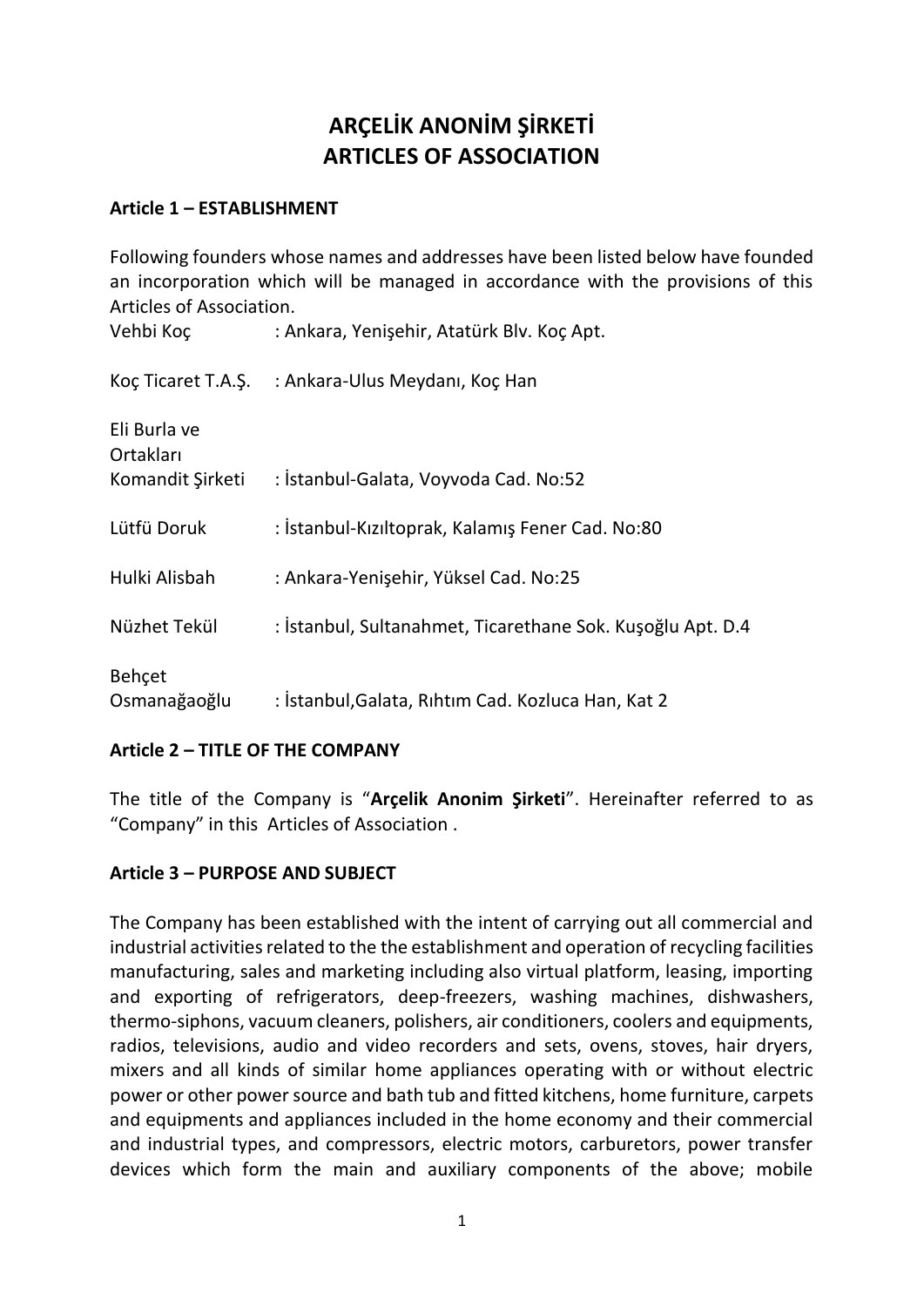# ARÇELİK ANONİM ŞİRKETİ
# ARTICLES OF ASSOCIATION

## Article 1 – ESTABLISHMENT

Following founders whose names and addresses have been listed below have founded an incorporation which will be managed in accordance with the provisions of this Articles of Association.

| | |
|---|---|
| Vehbi Koç | : Ankara, Yenişehir, Atatürk Blv. Koç Apt. |
| Koç Ticaret T.A.Ş. | : Ankara-Ulus Meydanı, Koç Han |
| Eli Burla ve Ortakları Komandit Şirketi | : İstanbul-Galata, Voyvoda Cad. No:52 |
| Lütfü Doruk | : İstanbul-Kızıltoprak, Kalamış Fener Cad. No:80 |
| Hulki Alisbah | : Ankara-Yenişehir, Yüksel Cad. No:25 |
| Nüzhet Tekül | : İstanbul, Sultanahmet, Ticarethane Sok. Kuşoğlu Apt. D.4 |
| Behçet Osmanağaoğlu | : İstanbul,Galata, Rıhtım Cad. Kozluca Han, Kat 2 |

## Article 2 – TITLE OF THE COMPANY

The title of the Company is "**Arçelik Anonim Şirketi**". Hereinafter referred to as "Company" in this Articles of Association .

## Article 3 – PURPOSE AND SUBJECT

The Company has been established with the intent of carrying out all commercial and industrial activities related to the the establishment and operation of recycling facilities manufacturing, sales and marketing including also virtual platform, leasing, importing and exporting of refrigerators, deep-freezers, washing machines, dishwashers, thermo-siphons, vacuum cleaners, polishers, air conditioners, coolers and equipments, radios, televisions, audio and video recorders and sets, ovens, stoves, hair dryers, mixers and all kinds of similar home appliances operating with or without electric power or other power source and bath tub and fitted kitchens, home furniture, carpets and equipments and appliances included in the home economy and their commercial and industrial types, and compressors, electric motors, carburetors, power transfer devices which form the main and auxiliary components of the above; mobile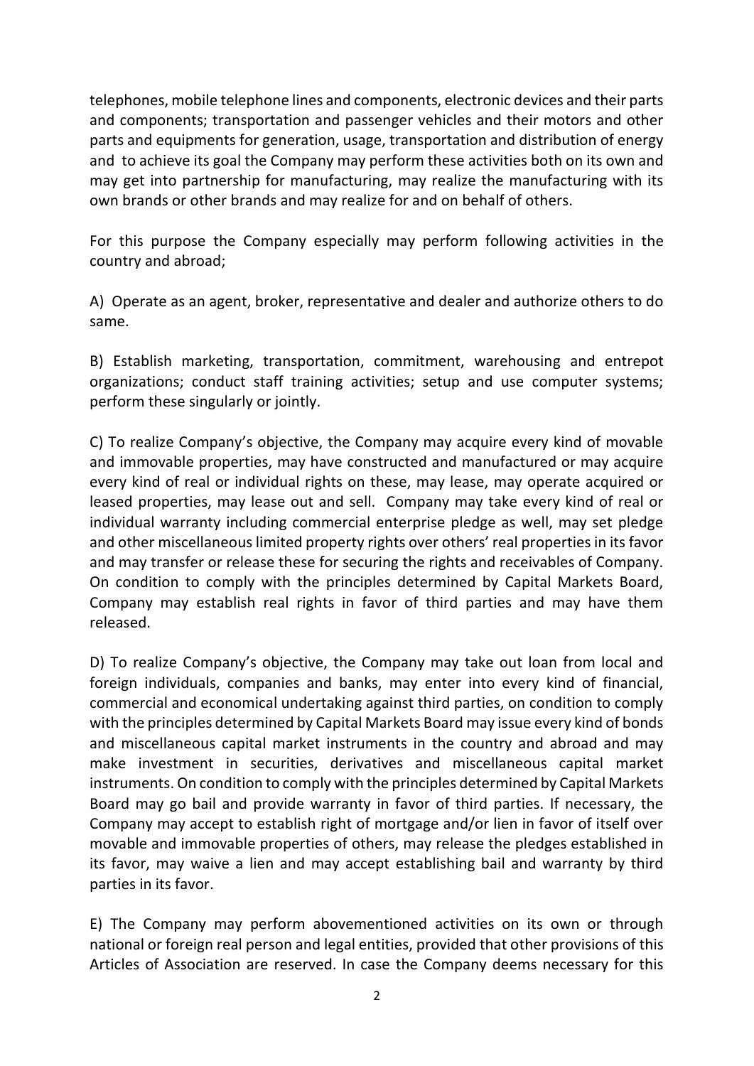telephones, mobile telephone lines and components, electronic devices and their parts and components; transportation and passenger vehicles and their motors and other parts and equipments for generation, usage, transportation and distribution of energy and to achieve its goal the Company may perform these activities both on its own and may get into partnership for manufacturing, may realize the manufacturing with its own brands or other brands and may realize for and on behalf of others.

For this purpose the Company especially may perform following activities in the country and abroad;

A) Operate as an agent, broker, representative and dealer and authorize others to do same.

B) Establish marketing, transportation, commitment, warehousing and entrepot organizations; conduct staff training activities; setup and use computer systems; perform these singularly or jointly.

C) To realize Company's objective, the Company may acquire every kind of movable and immovable properties, may have constructed and manufactured or may acquire every kind of real or individual rights on these, may lease, may operate acquired or leased properties, may lease out and sell. Company may take every kind of real or individual warranty including commercial enterprise pledge as well, may set pledge and other miscellaneous limited property rights over others' real properties in its favor and may transfer or release these for securing the rights and receivables of Company. On condition to comply with the principles determined by Capital Markets Board, Company may establish real rights in favor of third parties and may have them released.

D) To realize Company's objective, the Company may take out loan from local and foreign individuals, companies and banks, may enter into every kind of financial, commercial and economical undertaking against third parties, on condition to comply with the principles determined by Capital Markets Board may issue every kind of bonds and miscellaneous capital market instruments in the country and abroad and may make investment in securities, derivatives and miscellaneous capital market instruments. On condition to comply with the principles determined by Capital Markets Board may go bail and provide warranty in favor of third parties. If necessary, the Company may accept to establish right of mortgage and/or lien in favor of itself over movable and immovable properties of others, may release the pledges established in its favor, may waive a lien and may accept establishing bail and warranty by third parties in its favor.

E) The Company may perform abovementioned activities on its own or through national or foreign real person and legal entities, provided that other provisions of this Articles of Association are reserved. In case the Company deems necessary for this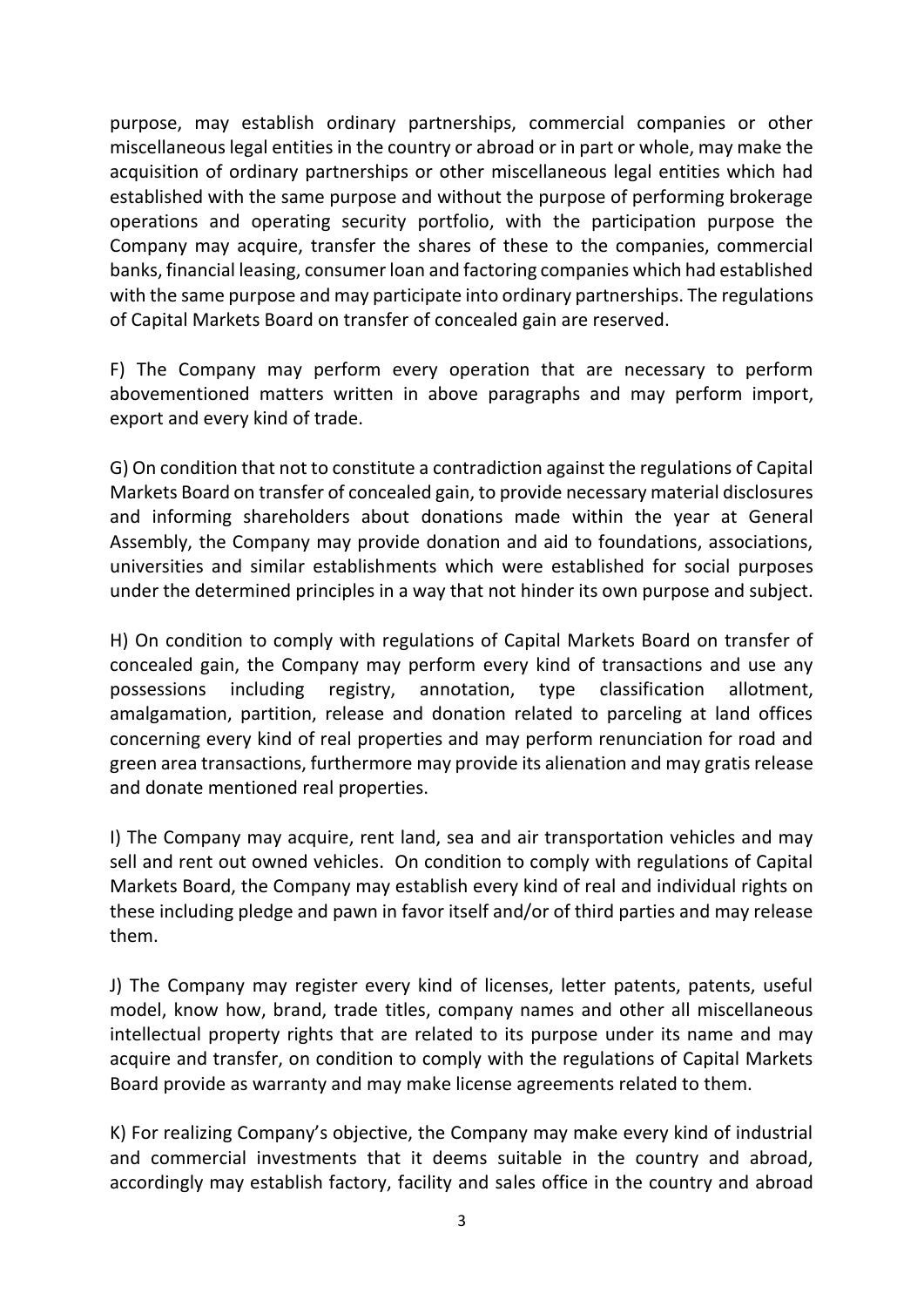purpose, may establish ordinary partnerships, commercial companies or other miscellaneous legal entities in the country or abroad or in part or whole, may make the acquisition of ordinary partnerships or other miscellaneous legal entities which had established with the same purpose and without the purpose of performing brokerage operations and operating security portfolio, with the participation purpose the Company may acquire, transfer the shares of these to the companies, commercial banks, financial leasing, consumer loan and factoring companies which had established with the same purpose and may participate into ordinary partnerships. The regulations of Capital Markets Board on transfer of concealed gain are reserved.

F) The Company may perform every operation that are necessary to perform abovementioned matters written in above paragraphs and may perform import, export and every kind of trade.

G) On condition that not to constitute a contradiction against the regulations of Capital Markets Board on transfer of concealed gain, to provide necessary material disclosures and informing shareholders about donations made within the year at General Assembly, the Company may provide donation and aid to foundations, associations, universities and similar establishments which were established for social purposes under the determined principles in a way that not hinder its own purpose and subject.

H) On condition to comply with regulations of Capital Markets Board on transfer of concealed gain, the Company may perform every kind of transactions and use any possessions including registry, annotation, type classification allotment, amalgamation, partition, release and donation related to parceling at land offices concerning every kind of real properties and may perform renunciation for road and green area transactions, furthermore may provide its alienation and may gratis release and donate mentioned real properties.

I) The Company may acquire, rent land, sea and air transportation vehicles and may sell and rent out owned vehicles. On condition to comply with regulations of Capital Markets Board, the Company may establish every kind of real and individual rights on these including pledge and pawn in favor itself and/or of third parties and may release them.

J) The Company may register every kind of licenses, letter patents, patents, useful model, know how, brand, trade titles, company names and other all miscellaneous intellectual property rights that are related to its purpose under its name and may acquire and transfer, on condition to comply with the regulations of Capital Markets Board provide as warranty and may make license agreements related to them.

K) For realizing Company's objective, the Company may make every kind of industrial and commercial investments that it deems suitable in the country and abroad, accordingly may establish factory, facility and sales office in the country and abroad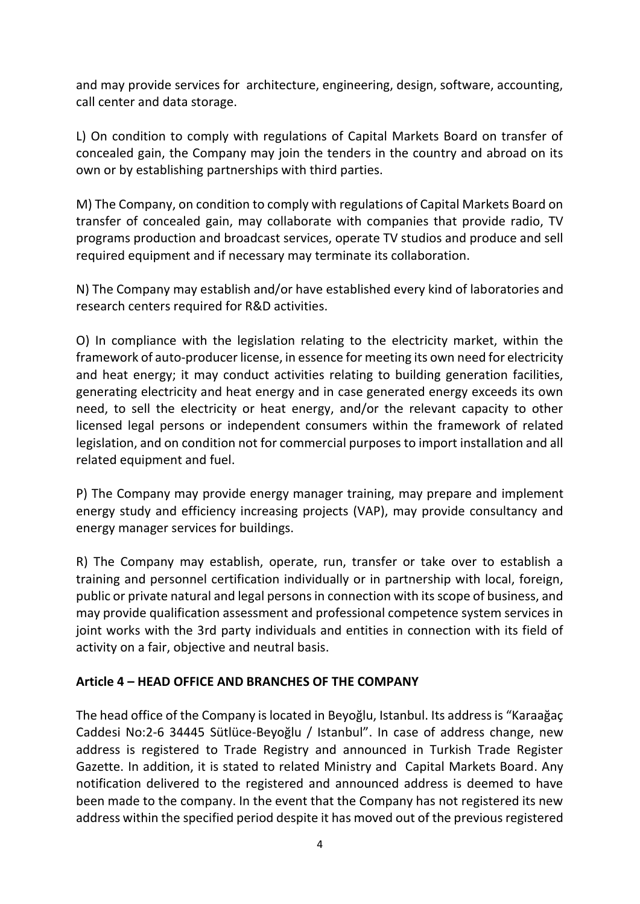and may provide services for architecture, engineering, design, software, accounting, call center and data storage.

L) On condition to comply with regulations of Capital Markets Board on transfer of concealed gain, the Company may join the tenders in the country and abroad on its own or by establishing partnerships with third parties.

M) The Company, on condition to comply with regulations of Capital Markets Board on transfer of concealed gain, may collaborate with companies that provide radio, TV programs production and broadcast services, operate TV studios and produce and sell required equipment and if necessary may terminate its collaboration.

N) The Company may establish and/or have established every kind of laboratories and research centers required for R&D activities.

O) In compliance with the legislation relating to the electricity market, within the framework of auto-producer license, in essence for meeting its own need for electricity and heat energy; it may conduct activities relating to building generation facilities, generating electricity and heat energy and in case generated energy exceeds its own need, to sell the electricity or heat energy, and/or the relevant capacity to other licensed legal persons or independent consumers within the framework of related legislation, and on condition not for commercial purposes to import installation and all related equipment and fuel.

P) The Company may provide energy manager training, may prepare and implement energy study and efficiency increasing projects (VAP), may provide consultancy and energy manager services for buildings.

R) The Company may establish, operate, run, transfer or take over to establish a training and personnel certification individually or in partnership with local, foreign, public or private natural and legal persons in connection with its scope of business, and may provide qualification assessment and professional competence system services in joint works with the 3rd party individuals and entities in connection with its field of activity on a fair, objective and neutral basis.

**Article 4 – HEAD OFFICE AND BRANCHES OF THE COMPANY**

The head office of the Company is located in Beyoğlu, Istanbul. Its address is “Karaağaç Caddesi No:2-6 34445 Sütlüce-Beyoğlu / Istanbul”. In case of address change, new address is registered to Trade Registry and announced in Turkish Trade Register Gazette. In addition, it is stated to related Ministry and Capital Markets Board. Any notification delivered to the registered and announced address is deemed to have been made to the company. In the event that the Company has not registered its new address within the specified period despite it has moved out of the previous registered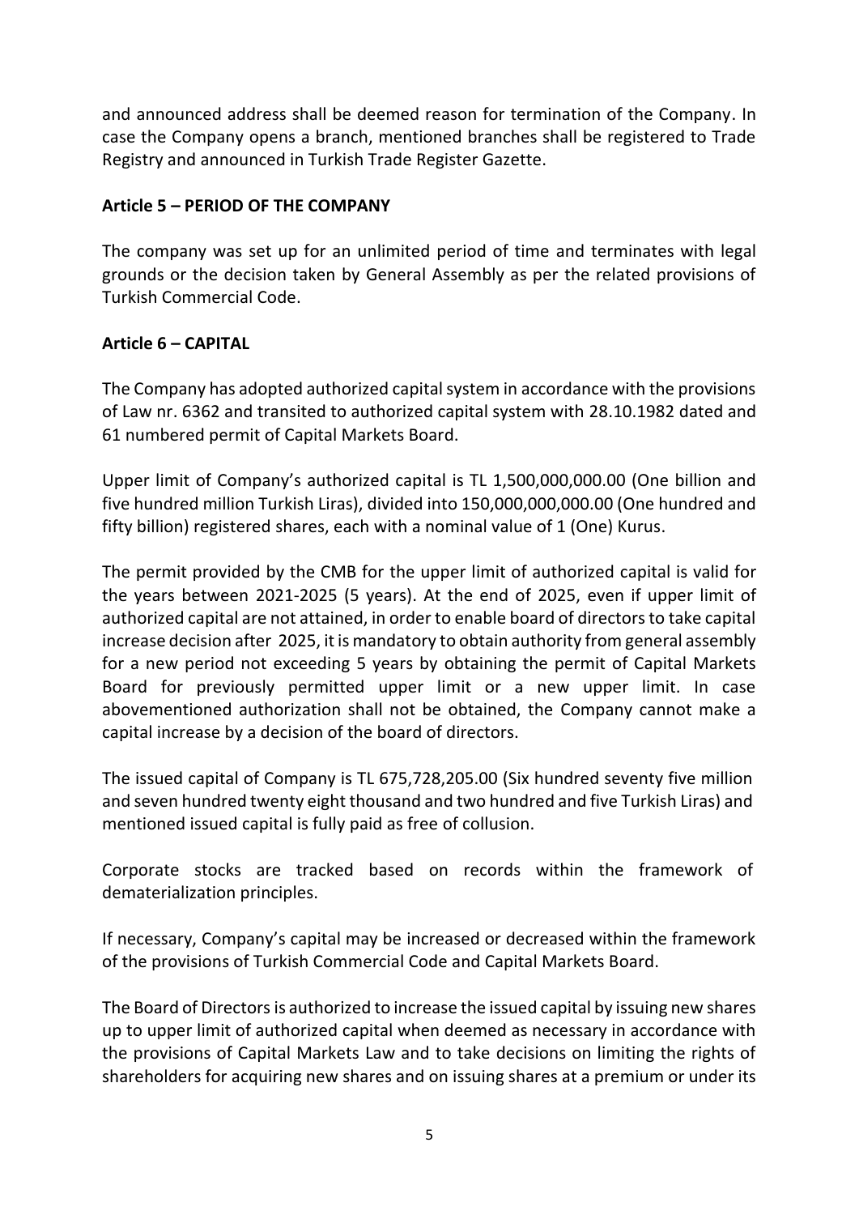and announced address shall be deemed reason for termination of the Company. In case the Company opens a branch, mentioned branches shall be registered to Trade Registry and announced in Turkish Trade Register Gazette.

**Article 5 – PERIOD OF THE COMPANY**

The company was set up for an unlimited period of time and terminates with legal grounds or the decision taken by General Assembly as per the related provisions of Turkish Commercial Code.

**Article 6 – CAPITAL**

The Company has adopted authorized capital system in accordance with the provisions of Law nr. 6362 and transited to authorized capital system with 28.10.1982 dated and 61 numbered permit of Capital Markets Board.

Upper limit of Company's authorized capital is TL 1,500,000,000.00 (One billion and five hundred million Turkish Liras), divided into 150,000,000,000.00 (One hundred and fifty billion) registered shares, each with a nominal value of 1 (One) Kurus.

The permit provided by the CMB for the upper limit of authorized capital is valid for the years between 2021-2025 (5 years). At the end of 2025, even if upper limit of authorized capital are not attained, in order to enable board of directors to take capital increase decision after 2025, it is mandatory to obtain authority from general assembly for a new period not exceeding 5 years by obtaining the permit of Capital Markets Board for previously permitted upper limit or a new upper limit. In case abovementioned authorization shall not be obtained, the Company cannot make a capital increase by a decision of the board of directors.

The issued capital of Company is TL 675,728,205.00 (Six hundred seventy five million and seven hundred twenty eight thousand and two hundred and five Turkish Liras) and mentioned issued capital is fully paid as free of collusion.

Corporate stocks are tracked based on records within the framework of dematerialization principles.

If necessary, Company's capital may be increased or decreased within the framework of the provisions of Turkish Commercial Code and Capital Markets Board.

The Board of Directors is authorized to increase the issued capital by issuing new shares up to upper limit of authorized capital when deemed as necessary in accordance with the provisions of Capital Markets Law and to take decisions on limiting the rights of shareholders for acquiring new shares and on issuing shares at a premium or under its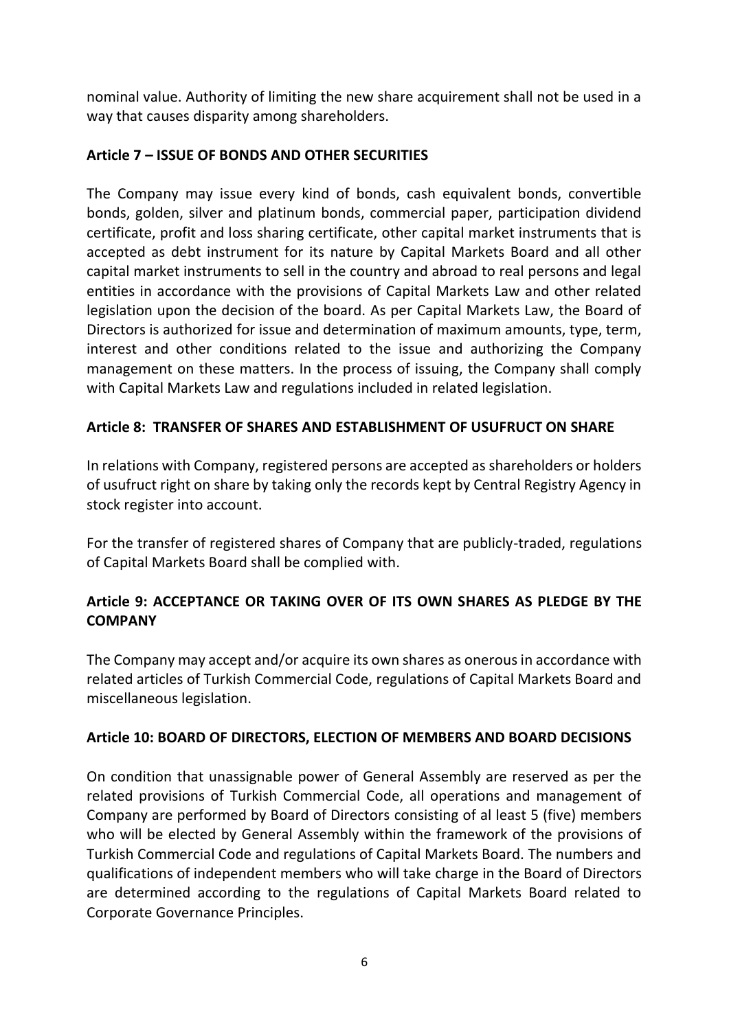nominal value. Authority of limiting the new share acquirement shall not be used in a way that causes disparity among shareholders.

**Article 7 – ISSUE OF BONDS AND OTHER SECURITIES**

The Company may issue every kind of bonds, cash equivalent bonds, convertible bonds, golden, silver and platinum bonds, commercial paper, participation dividend certificate, profit and loss sharing certificate, other capital market instruments that is accepted as debt instrument for its nature by Capital Markets Board and all other capital market instruments to sell in the country and abroad to real persons and legal entities in accordance with the provisions of Capital Markets Law and other related legislation upon the decision of the board. As per Capital Markets Law, the Board of Directors is authorized for issue and determination of maximum amounts, type, term, interest and other conditions related to the issue and authorizing the Company management on these matters. In the process of issuing, the Company shall comply with Capital Markets Law and regulations included in related legislation.

**Article 8: TRANSFER OF SHARES AND ESTABLISHMENT OF USUFRUCT ON SHARE**

In relations with Company, registered persons are accepted as shareholders or holders of usufruct right on share by taking only the records kept by Central Registry Agency in stock register into account.

For the transfer of registered shares of Company that are publicly-traded, regulations of Capital Markets Board shall be complied with.

**Article 9: ACCEPTANCE OR TAKING OVER OF ITS OWN SHARES AS PLEDGE BY THE COMPANY**

The Company may accept and/or acquire its own shares as onerous in accordance with related articles of Turkish Commercial Code, regulations of Capital Markets Board and miscellaneous legislation.

**Article 10: BOARD OF DIRECTORS, ELECTION OF MEMBERS AND BOARD DECISIONS**

On condition that unassignable power of General Assembly are reserved as per the related provisions of Turkish Commercial Code, all operations and management of Company are performed by Board of Directors consisting of al least 5 (five) members who will be elected by General Assembly within the framework of the provisions of Turkish Commercial Code and regulations of Capital Markets Board. The numbers and qualifications of independent members who will take charge in the Board of Directors are determined according to the regulations of Capital Markets Board related to Corporate Governance Principles.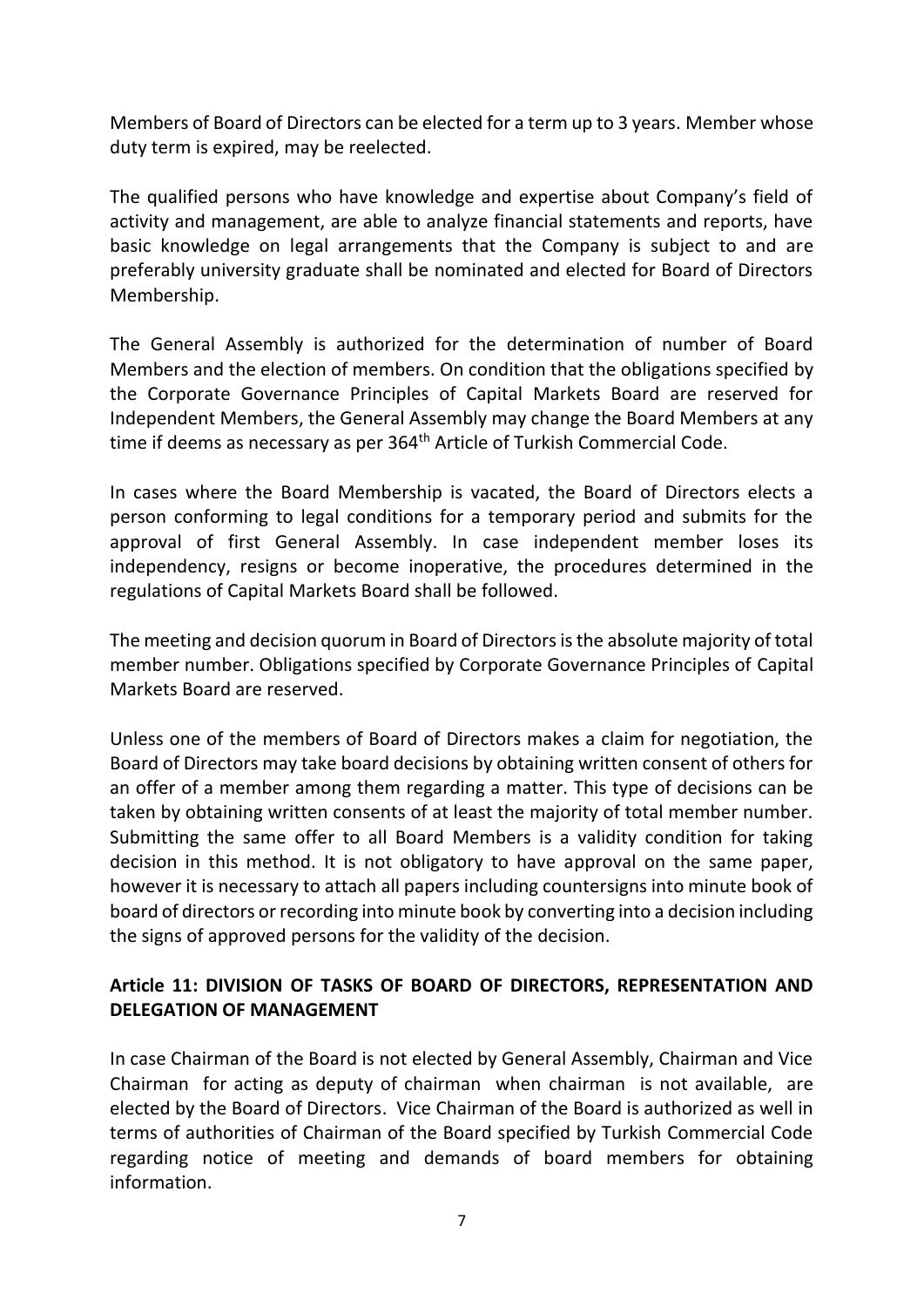Members of Board of Directors can be elected for a term up to 3 years. Member whose duty term is expired, may be reelected.

The qualified persons who have knowledge and expertise about Company's field of activity and management, are able to analyze financial statements and reports, have basic knowledge on legal arrangements that the Company is subject to and are preferably university graduate shall be nominated and elected for Board of Directors Membership.

The General Assembly is authorized for the determination of number of Board Members and the election of members. On condition that the obligations specified by the Corporate Governance Principles of Capital Markets Board are reserved for Independent Members, the General Assembly may change the Board Members at any time if deems as necessary as per 364th Article of Turkish Commercial Code.

In cases where the Board Membership is vacated, the Board of Directors elects a person conforming to legal conditions for a temporary period and submits for the approval of first General Assembly. In case independent member loses its independency, resigns or become inoperative, the procedures determined in the regulations of Capital Markets Board shall be followed.

The meeting and decision quorum in Board of Directors is the absolute majority of total member number. Obligations specified by Corporate Governance Principles of Capital Markets Board are reserved.

Unless one of the members of Board of Directors makes a claim for negotiation, the Board of Directors may take board decisions by obtaining written consent of others for an offer of a member among them regarding a matter. This type of decisions can be taken by obtaining written consents of at least the majority of total member number. Submitting the same offer to all Board Members is a validity condition for taking decision in this method. It is not obligatory to have approval on the same paper, however it is necessary to attach all papers including countersigns into minute book of board of directors or recording into minute book by converting into a decision including the signs of approved persons for the validity of the decision.

**Article 11: DIVISION OF TASKS OF BOARD OF DIRECTORS, REPRESENTATION AND DELEGATION OF MANAGEMENT**

In case Chairman of the Board is not elected by General Assembly, Chairman and Vice Chairman for acting as deputy of chairman when chairman is not available, are elected by the Board of Directors. Vice Chairman of the Board is authorized as well in terms of authorities of Chairman of the Board specified by Turkish Commercial Code regarding notice of meeting and demands of board members for obtaining information.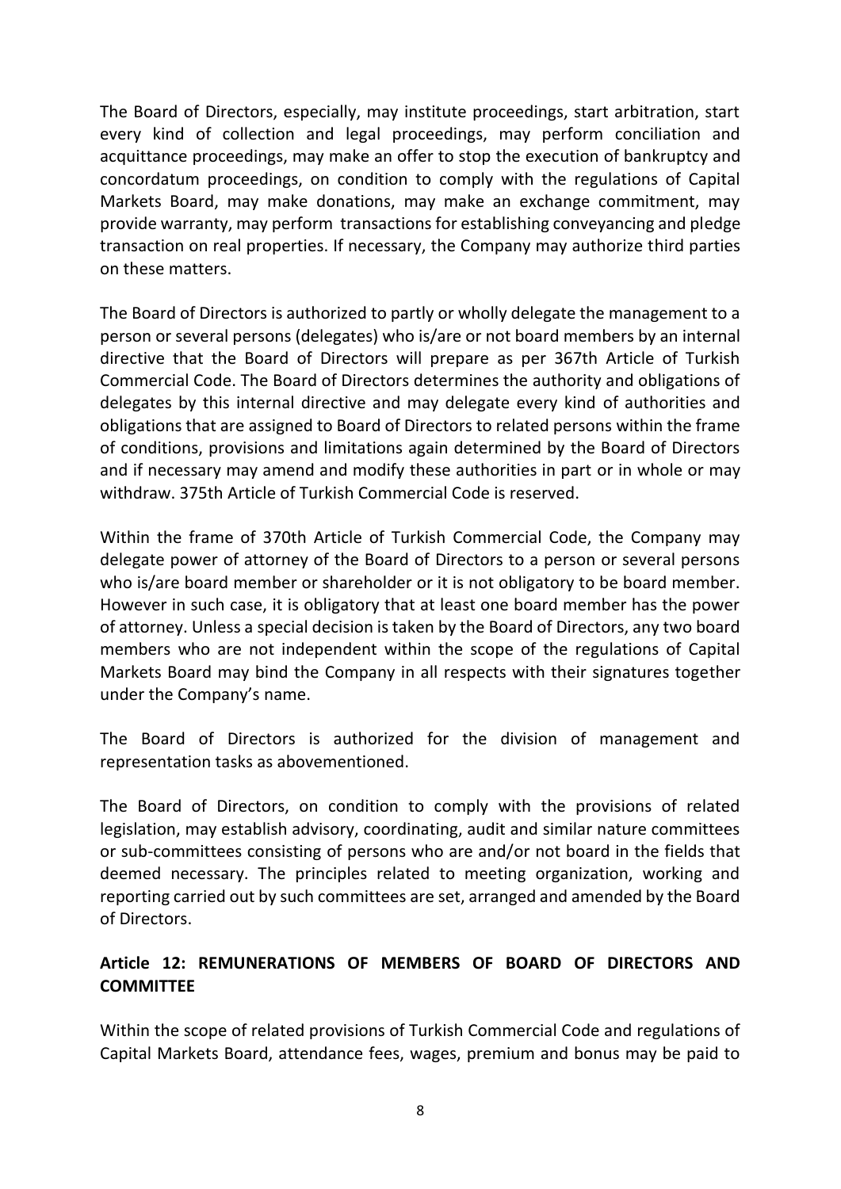The Board of Directors, especially, may institute proceedings, start arbitration, start every kind of collection and legal proceedings, may perform conciliation and acquittance proceedings, may make an offer to stop the execution of bankruptcy and concordatum proceedings, on condition to comply with the regulations of Capital Markets Board, may make donations, may make an exchange commitment, may provide warranty, may perform transactions for establishing conveyancing and pledge transaction on real properties. If necessary, the Company may authorize third parties on these matters.

The Board of Directors is authorized to partly or wholly delegate the management to a person or several persons (delegates) who is/are or not board members by an internal directive that the Board of Directors will prepare as per 367th Article of Turkish Commercial Code. The Board of Directors determines the authority and obligations of delegates by this internal directive and may delegate every kind of authorities and obligations that are assigned to Board of Directors to related persons within the frame of conditions, provisions and limitations again determined by the Board of Directors and if necessary may amend and modify these authorities in part or in whole or may withdraw. 375th Article of Turkish Commercial Code is reserved.

Within the frame of 370th Article of Turkish Commercial Code, the Company may delegate power of attorney of the Board of Directors to a person or several persons who is/are board member or shareholder or it is not obligatory to be board member. However in such case, it is obligatory that at least one board member has the power of attorney. Unless a special decision is taken by the Board of Directors, any two board members who are not independent within the scope of the regulations of Capital Markets Board may bind the Company in all respects with their signatures together under the Company's name.

The Board of Directors is authorized for the division of management and representation tasks as abovementioned.

The Board of Directors, on condition to comply with the provisions of related legislation, may establish advisory, coordinating, audit and similar nature committees or sub-committees consisting of persons who are and/or not board in the fields that deemed necessary. The principles related to meeting organization, working and reporting carried out by such committees are set, arranged and amended by the Board of Directors.

## Article 12: REMUNERATIONS OF MEMBERS OF BOARD OF DIRECTORS AND COMMITTEE

Within the scope of related provisions of Turkish Commercial Code and regulations of Capital Markets Board, attendance fees, wages, premium and bonus may be paid to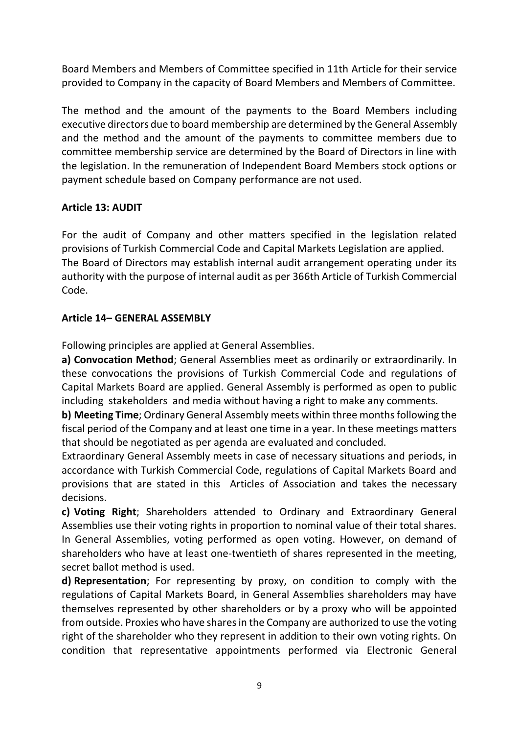Board Members and Members of Committee specified in 11th Article for their service provided to Company in the capacity of Board Members and Members of Committee.

The method and the amount of the payments to the Board Members including executive directors due to board membership are determined by the General Assembly and the method and the amount of the payments to committee members due to committee membership service are determined by the Board of Directors in line with the legislation. In the remuneration of Independent Board Members stock options or payment schedule based on Company performance are not used.

**Article 13: AUDIT**

For the audit of Company and other matters specified in the legislation related provisions of Turkish Commercial Code and Capital Markets Legislation are applied. The Board of Directors may establish internal audit arrangement operating under its authority with the purpose of internal audit as per 366th Article of Turkish Commercial Code.

**Article 14– GENERAL ASSEMBLY**

Following principles are applied at General Assemblies.

**a) Convocation Method**; General Assemblies meet as ordinarily or extraordinarily. In these convocations the provisions of Turkish Commercial Code and regulations of Capital Markets Board are applied. General Assembly is performed as open to public including stakeholders and media without having a right to make any comments.

**b) Meeting Time**; Ordinary General Assembly meets within three months following the fiscal period of the Company and at least one time in a year. In these meetings matters that should be negotiated as per agenda are evaluated and concluded.

Extraordinary General Assembly meets in case of necessary situations and periods, in accordance with Turkish Commercial Code, regulations of Capital Markets Board and provisions that are stated in this Articles of Association and takes the necessary decisions.

**c) Voting Right**; Shareholders attended to Ordinary and Extraordinary General Assemblies use their voting rights in proportion to nominal value of their total shares. In General Assemblies, voting performed as open voting. However, on demand of shareholders who have at least one-twentieth of shares represented in the meeting, secret ballot method is used.

**d) Representation**; For representing by proxy, on condition to comply with the regulations of Capital Markets Board, in General Assemblies shareholders may have themselves represented by other shareholders or by a proxy who will be appointed from outside. Proxies who have shares in the Company are authorized to use the voting right of the shareholder who they represent in addition to their own voting rights. On condition that representative appointments performed via Electronic General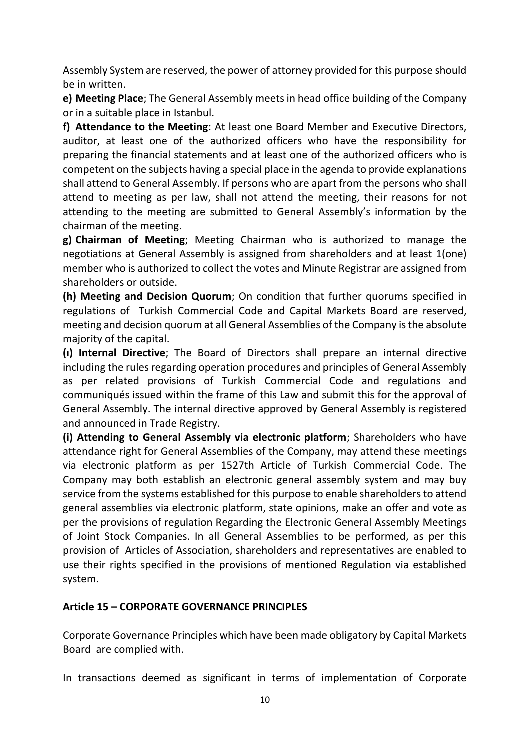Assembly System are reserved, the power of attorney provided for this purpose should be in written.

**e) Meeting Place**; The General Assembly meets in head office building of the Company or in a suitable place in Istanbul.

**f) Attendance to the Meeting**: At least one Board Member and Executive Directors, auditor, at least one of the authorized officers who have the responsibility for preparing the financial statements and at least one of the authorized officers who is competent on the subjects having a special place in the agenda to provide explanations shall attend to General Assembly. If persons who are apart from the persons who shall attend to meeting as per law, shall not attend the meeting, their reasons for not attending to the meeting are submitted to General Assembly's information by the chairman of the meeting.

**g) Chairman of Meeting**; Meeting Chairman who is authorized to manage the negotiations at General Assembly is assigned from shareholders and at least 1(one) member who is authorized to collect the votes and Minute Registrar are assigned from shareholders or outside.

**(h) Meeting and Decision Quorum**; On condition that further quorums specified in regulations of Turkish Commercial Code and Capital Markets Board are reserved, meeting and decision quorum at all General Assemblies of the Company is the absolute majority of the capital.

**(ı) Internal Directive**; The Board of Directors shall prepare an internal directive including the rules regarding operation procedures and principles of General Assembly as per related provisions of Turkish Commercial Code and regulations and communiqués issued within the frame of this Law and submit this for the approval of General Assembly. The internal directive approved by General Assembly is registered and announced in Trade Registry.

**(i) Attending to General Assembly via electronic platform**; Shareholders who have attendance right for General Assemblies of the Company, may attend these meetings via electronic platform as per 1527th Article of Turkish Commercial Code. The Company may both establish an electronic general assembly system and may buy service from the systems established for this purpose to enable shareholders to attend general assemblies via electronic platform, state opinions, make an offer and vote as per the provisions of regulation Regarding the Electronic General Assembly Meetings of Joint Stock Companies. In all General Assemblies to be performed, as per this provision of Articles of Association, shareholders and representatives are enabled to use their rights specified in the provisions of mentioned Regulation via established system.

**Article 15 – CORPORATE GOVERNANCE PRINCIPLES**

Corporate Governance Principles which have been made obligatory by Capital Markets Board are complied with.

In transactions deemed as significant in terms of implementation of Corporate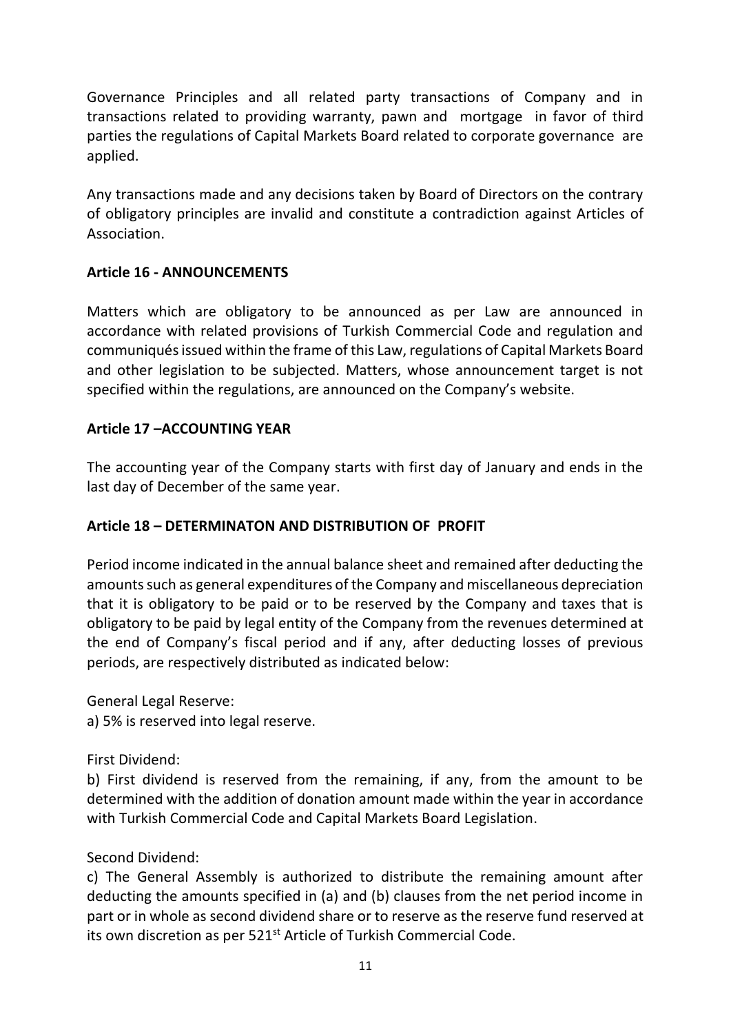Governance Principles and all related party transactions of Company and in transactions related to providing warranty, pawn and mortgage in favor of third parties the regulations of Capital Markets Board related to corporate governance are applied.

Any transactions made and any decisions taken by Board of Directors on the contrary of obligatory principles are invalid and constitute a contradiction against Articles of Association.

### Article 16 - ANNOUNCEMENTS

Matters which are obligatory to be announced as per Law are announced in accordance with related provisions of Turkish Commercial Code and regulation and communiqués issued within the frame of this Law, regulations of Capital Markets Board and other legislation to be subjected. Matters, whose announcement target is not specified within the regulations, are announced on the Company's website.

### Article 17 –ACCOUNTING YEAR

The accounting year of the Company starts with first day of January and ends in the last day of December of the same year.

### Article 18 – DETERMINATON AND DISTRIBUTION OF PROFIT

Period income indicated in the annual balance sheet and remained after deducting the amounts such as general expenditures of the Company and miscellaneous depreciation that it is obligatory to be paid or to be reserved by the Company and taxes that is obligatory to be paid by legal entity of the Company from the revenues determined at the end of Company's fiscal period and if any, after deducting losses of previous periods, are respectively distributed as indicated below:

General Legal Reserve:
a) 5% is reserved into legal reserve.

First Dividend:
b) First dividend is reserved from the remaining, if any, from the amount to be determined with the addition of donation amount made within the year in accordance with Turkish Commercial Code and Capital Markets Board Legislation.

Second Dividend:
c) The General Assembly is authorized to distribute the remaining amount after deducting the amounts specified in (a) and (b) clauses from the net period income in part or in whole as second dividend share or to reserve as the reserve fund reserved at its own discretion as per 521st Article of Turkish Commercial Code.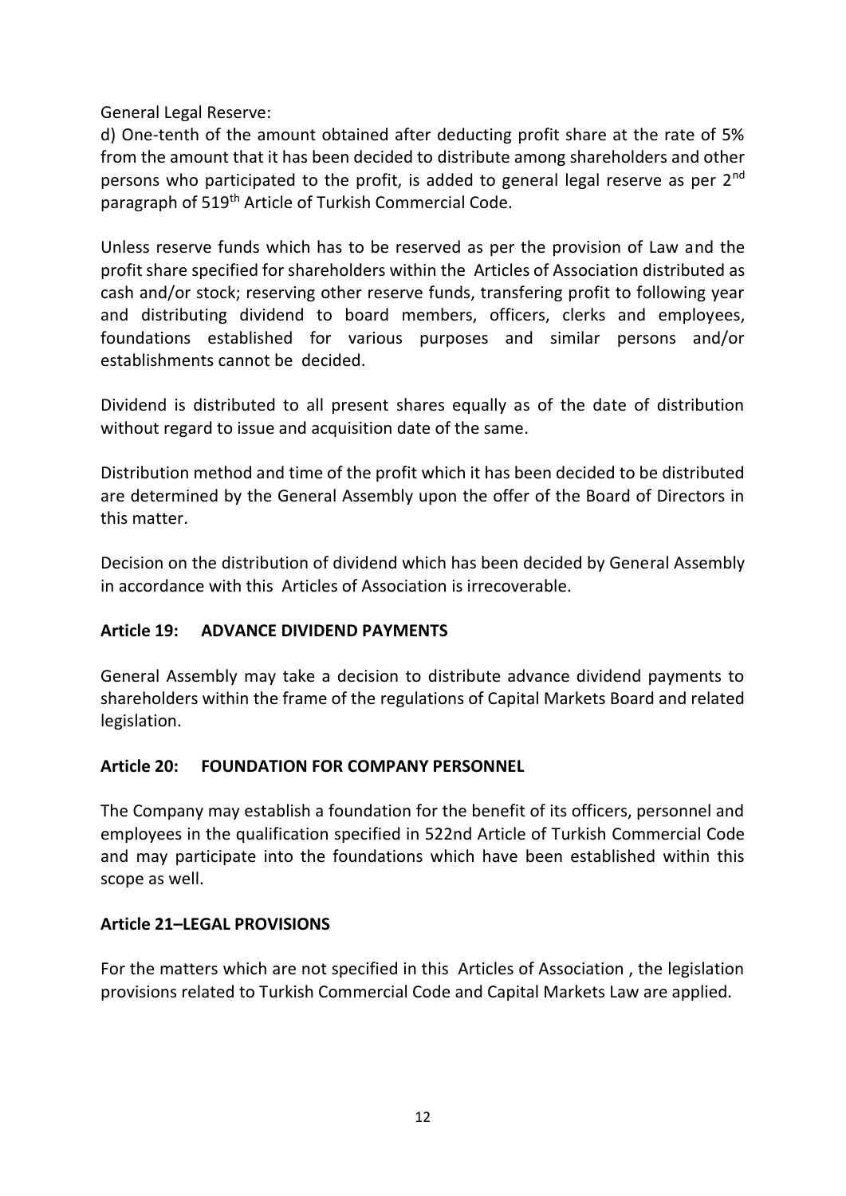General Legal Reserve:

d) One-tenth of the amount obtained after deducting profit share at the rate of 5% from the amount that it has been decided to distribute among shareholders and other persons who participated to the profit, is added to general legal reserve as per 2nd paragraph of 519th Article of Turkish Commercial Code.

Unless reserve funds which has to be reserved as per the provision of Law and the profit share specified for shareholders within the Articles of Association distributed as cash and/or stock; reserving other reserve funds, transfering profit to following year and distributing dividend to board members, officers, clerks and employees, foundations established for various purposes and similar persons and/or establishments cannot be decided.

Dividend is distributed to all present shares equally as of the date of distribution without regard to issue and acquisition date of the same.

Distribution method and time of the profit which it has been decided to be distributed are determined by the General Assembly upon the offer of the Board of Directors in this matter.

Decision on the distribution of dividend which has been decided by General Assembly in accordance with this Articles of Association is irrecoverable.

**Article 19: ADVANCE DIVIDEND PAYMENTS**

General Assembly may take a decision to distribute advance dividend payments to shareholders within the frame of the regulations of Capital Markets Board and related legislation.

**Article 20: FOUNDATION FOR COMPANY PERSONNEL**

The Company may establish a foundation for the benefit of its officers, personnel and employees in the qualification specified in 522nd Article of Turkish Commercial Code and may participate into the foundations which have been established within this scope as well.

**Article 21–LEGAL PROVISIONS**

For the matters which are not specified in this Articles of Association , the legislation provisions related to Turkish Commercial Code and Capital Markets Law are applied.